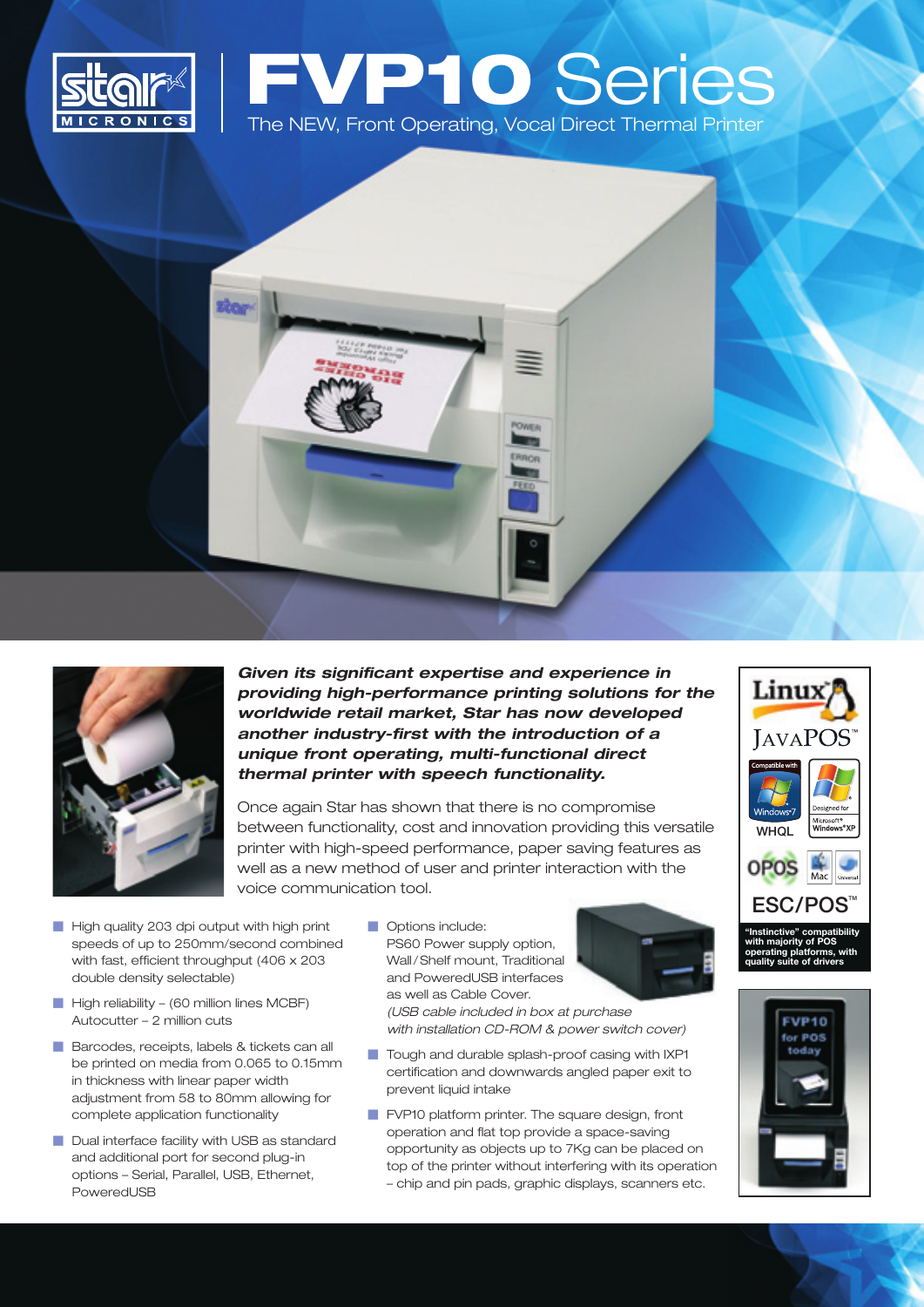# FVP10 Series

The NEW, Front Operating, Vocal Direct Thermal Printer

***Given its significant expertise and experience in providing high-performance printing solutions for the worldwide retail market, Star has now developed another industry-first with the introduction of a unique front operating, multi-functional direct thermal printer with speech functionality.***

Once again Star has shown that there is no compromise between functionality, cost and innovation providing this versatile printer with high-speed performance, paper saving features as well as a new method of user and printer interaction with the voice communication tool.

- High quality 203 dpi output with high print speeds of up to 250mm/second combined with fast, efficient throughput (406 x 203 double density selectable)
- High reliability – (60 million lines MCBF) Autocutter – 2 million cuts
- Barcodes, receipts, labels & tickets can all be printed on media from 0.065 to 0.15mm in thickness with linear paper width adjustment from 58 to 80mm allowing for complete application functionality
- Dual interface facility with USB as standard and additional port for second plug-in options – Serial, Parallel, USB, Ethernet, PoweredUSB
- Options include: PS60 Power supply option, Wall/Shelf mount, Traditional and PoweredUSB interfaces as well as Cable Cover. *(USB cable included in box at purchase with installation CD-ROM & power switch cover)*
- Tough and durable splash-proof casing with IXP1 certification and downwards angled paper exit to prevent liquid intake
- FVP10 platform printer. The square design, front operation and flat top provide a space-saving opportunity as objects up to 7Kg can be placed on top of the printer without interfering with its operation – chip and pin pads, graphic displays, scanners etc.

Linux  
JavaPOS™  
Compatible with Windows 7  
Designed for Microsoft® Windows® XP  
WHQL  
OPOS  
Mac  
Universal  
ESC/POS™

**"Instinctive" compatibility with majority of POS operating platforms, with quality suite of drivers**

FVP10 for POS today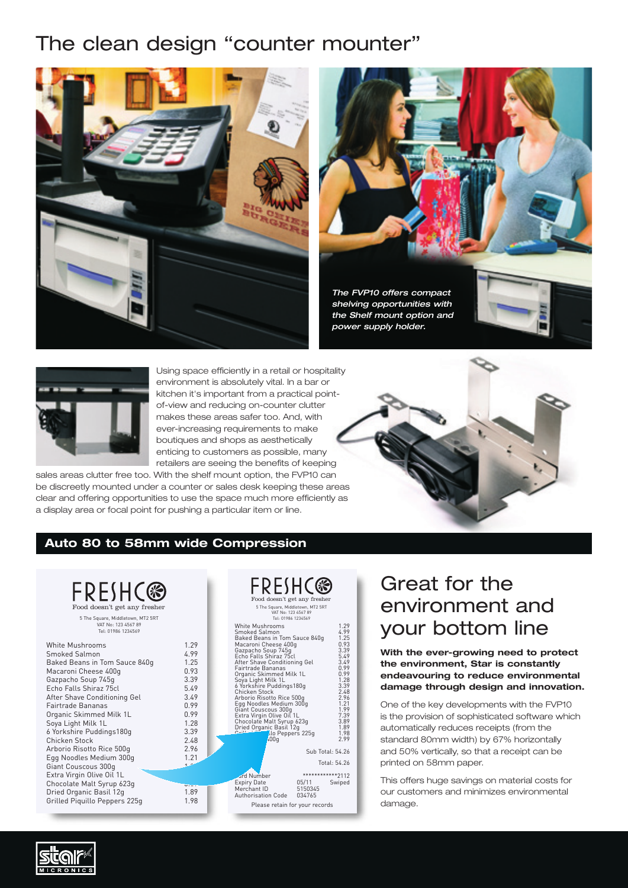# The clean design "counter mounter"

*The FVP10 offers compact shelving opportunities with the Shelf mount option and power supply holder.*

Using space efficiently in a retail or hospitality environment is absolutely vital. In a bar or kitchen it's important from a practical point-of-view and reducing on-counter clutter makes these areas safer too. And, with ever-increasing requirements to make boutiques and shops as aesthetically enticing to customers as possible, many retailers are seeing the benefits of keeping sales areas clutter free too. With the shelf mount option, the FVP10 can be discreetly mounted under a counter or sales desk keeping these areas clear and offering opportunities to use the space much more efficiently as a display area or focal point for pushing a particular item or line.

## Auto 80 to 58mm wide Compression

## Great for the environment and your bottom line

**With the ever-growing need to protect the environment, Star is constantly endeavouring to reduce environmental damage through design and innovation.**

One of the key developments with the FVP10 is the provision of sophisticated software which automatically reduces receipts (from the standard 80mm width) by 67% horizontally and 50% vertically, so that a receipt can be printed on 58mm paper.

This offers huge savings on material costs for our customers and minimizes environmental damage.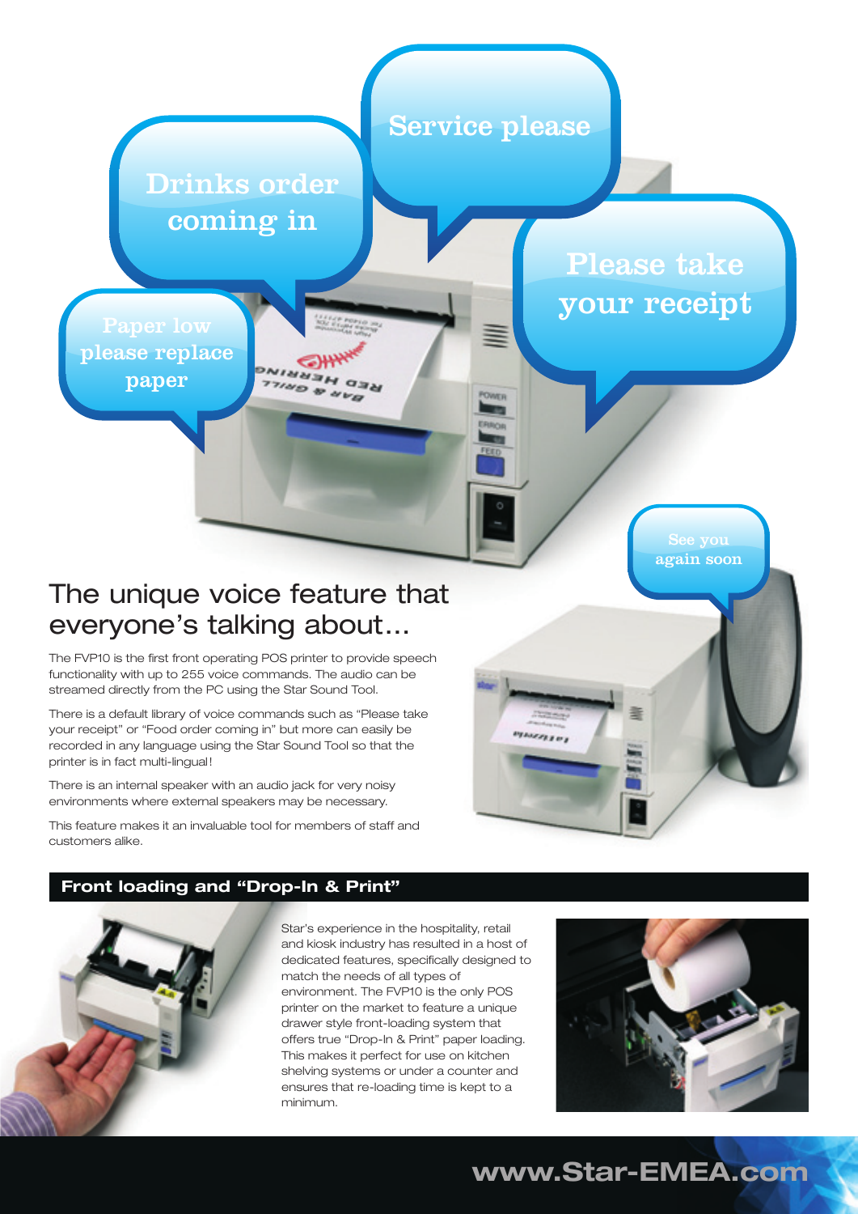Drinks order coming in

Service please

Please take your receipt

Paper low please replace paper

See you again soon

## The unique voice feature that everyone's talking about...

The FVP10 is the first front operating POS printer to provide speech functionality with up to 255 voice commands. The audio can be streamed directly from the PC using the Star Sound Tool.

There is a default library of voice commands such as "Please take your receipt" or "Food order coming in" but more can easily be recorded in any language using the Star Sound Tool so that the printer is in fact multi-lingual!

There is an internal speaker with an audio jack for very noisy environments where external speakers may be necessary.

This feature makes it an invaluable tool for members of staff and customers alike.

### Front loading and "Drop-In & Print"

Star's experience in the hospitality, retail and kiosk industry has resulted in a host of dedicated features, specifically designed to match the needs of all types of environment. The FVP10 is the only POS printer on the market to feature a unique drawer style front-loading system that offers true "Drop-In & Print" paper loading. This makes it perfect for use on kitchen shelving systems or under a counter and ensures that re-loading time is kept to a minimum.

www.Star-EMEA.com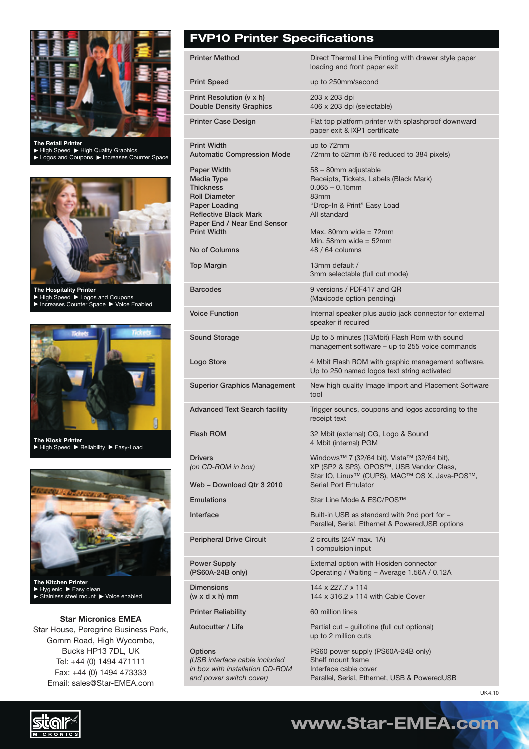**The Retail Printer**
▶ High Speed ▶ High Quality Graphics
▶ Logos and Coupons ▶ Increases Counter Space

**The Hospitality Printer**
▶ High Speed ▶ Logos and Coupons
▶ Increases Counter Space ▶ Voice Enabled

**The Kiosk Printer**
▶ High Speed ▶ Reliability ▶ Easy-Load

**The Kitchen Printer**
▶ Hygienic ▶ Easy clean
▶ Stainless steel mount ▶ Voice enabled

**Star Micronics EMEA**
Star House, Peregrine Business Park,
Gomm Road, High Wycombe,
Bucks HP13 7DL, UK
Tel: +44 (0) 1494 471111
Fax: +44 (0) 1494 473333
Email: sales@Star-EMEA.com

## FVP10 Printer Specifications

| | |
|---|---|
| Printer Method | Direct Thermal Line Printing with drawer style paper loading and front paper exit |
| Print Speed | up to 250mm/second |
| Print Resolution (v x h)<br>Double Density Graphics | 203 x 203 dpi<br>406 x 203 dpi (selectable) |
| Printer Case Design | Flat top platform printer with splashproof downward paper exit & IXP1 certificate |
| Print Width<br>Automatic Compression Mode | up to 72mm<br>72mm to 52mm (576 reduced to 384 pixels) |
| Paper Width<br>Media Type<br>Thickness<br>Roll Diameter<br>Paper Loading<br>Reflective Black Mark<br>Paper End / Near End Sensor<br>Print Width<br><br>No of Columns | 58 – 80mm adjustable<br>Receipts, Tickets, Labels (Black Mark)<br>0.065 – 0.15mm<br>83mm<br>"Drop-In & Print" Easy Load<br>All standard<br><br>Max. 80mm wide = 72mm<br>Min. 58mm wide = 52mm<br>48 / 64 columns |
| Top Margin | 13mm default /<br>3mm selectable (full cut mode) |
| Barcodes | 9 versions / PDF417 and QR<br>(Maxicode option pending) |
| Voice Function | Internal speaker plus audio jack connector for external speaker if required |
| Sound Storage | Up to 5 minutes (13Mbit) Flash Rom with sound management software – up to 255 voice commands |
| Logo Store | 4 Mbit Flash ROM with graphic management software. Up to 250 named logos text string activated |
| Superior Graphics Management | New high quality Image Import and Placement Software tool |
| Advanced Text Search facility | Trigger sounds, coupons and logos according to the receipt text |
| Flash ROM | 32 Mbit (external) CG, Logo & Sound<br>4 Mbit (internal) PGM |
| Drivers<br>*(on CD-ROM in box)*<br><br>Web – Download Qtr 3 2010 | Windows™ 7 (32/64 bit), Vista™ (32/64 bit), XP (SP2 & SP3), OPOS™, USB Vendor Class, Star IO, Linux™ (CUPS), MAC™ OS X, Java-POS™, Serial Port Emulator |
| Emulations | Star Line Mode & ESC/POS™ |
| Interface | Built-in USB as standard with 2nd port for – Parallel, Serial, Ethernet & PoweredUSB options |
| Peripheral Drive Circuit | 2 circuits (24V max. 1A)<br>1 compulsion input |
| Power Supply<br>(PS60A-24B only) | External option with Hosiden connector<br>Operating / Waiting – Average 1.56A / 0.12A |
| Dimensions<br>(w x d x h) mm | 144 x 227.7 x 114<br>144 x 316.2 x 114 with Cable Cover |
| Printer Reliability | 60 million lines |
| Autocutter / Life | Partial cut – guillotine (full cut optional)<br>up to 2 million cuts |
| Options<br>*(USB interface cable included in box with installation CD-ROM and power switch cover)* | PS60 power supply (PS60A-24B only)<br>Shelf mount frame<br>Interface cable cover<br>Parallel, Serial, Ethernet, USB & PoweredUSB |

UK4.10

www.Star-EMEA.com